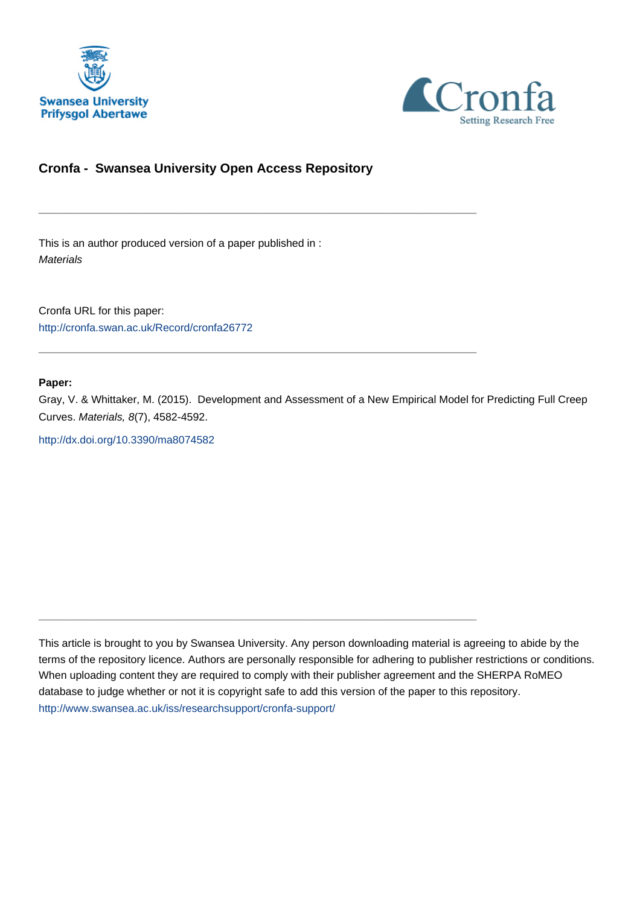Swansea University
Prifysgol Abertawe

Cronfa
Setting Research Free

## Cronfa - Swansea University Open Access Repository

---

This is an author produced version of a paper published in :
*Materials*

Cronfa URL for this paper:
http://cronfa.swan.ac.uk/Record/cronfa26772

---

**Paper:**

Gray, V. & Whittaker, M. (2015). Development and Assessment of a New Empirical Model for Predicting Full Creep Curves. *Materials, 8*(7), 4582-4592.

http://dx.doi.org/10.3390/ma8074582

---

This article is brought to you by Swansea University. Any person downloading material is agreeing to abide by the terms of the repository licence. Authors are personally responsible for adhering to publisher restrictions or conditions. When uploading content they are required to comply with their publisher agreement and the SHERPA RoMEO database to judge whether or not it is copyright safe to add this version of the paper to this repository.
http://www.swansea.ac.uk/iss/researchsupport/cronfa-support/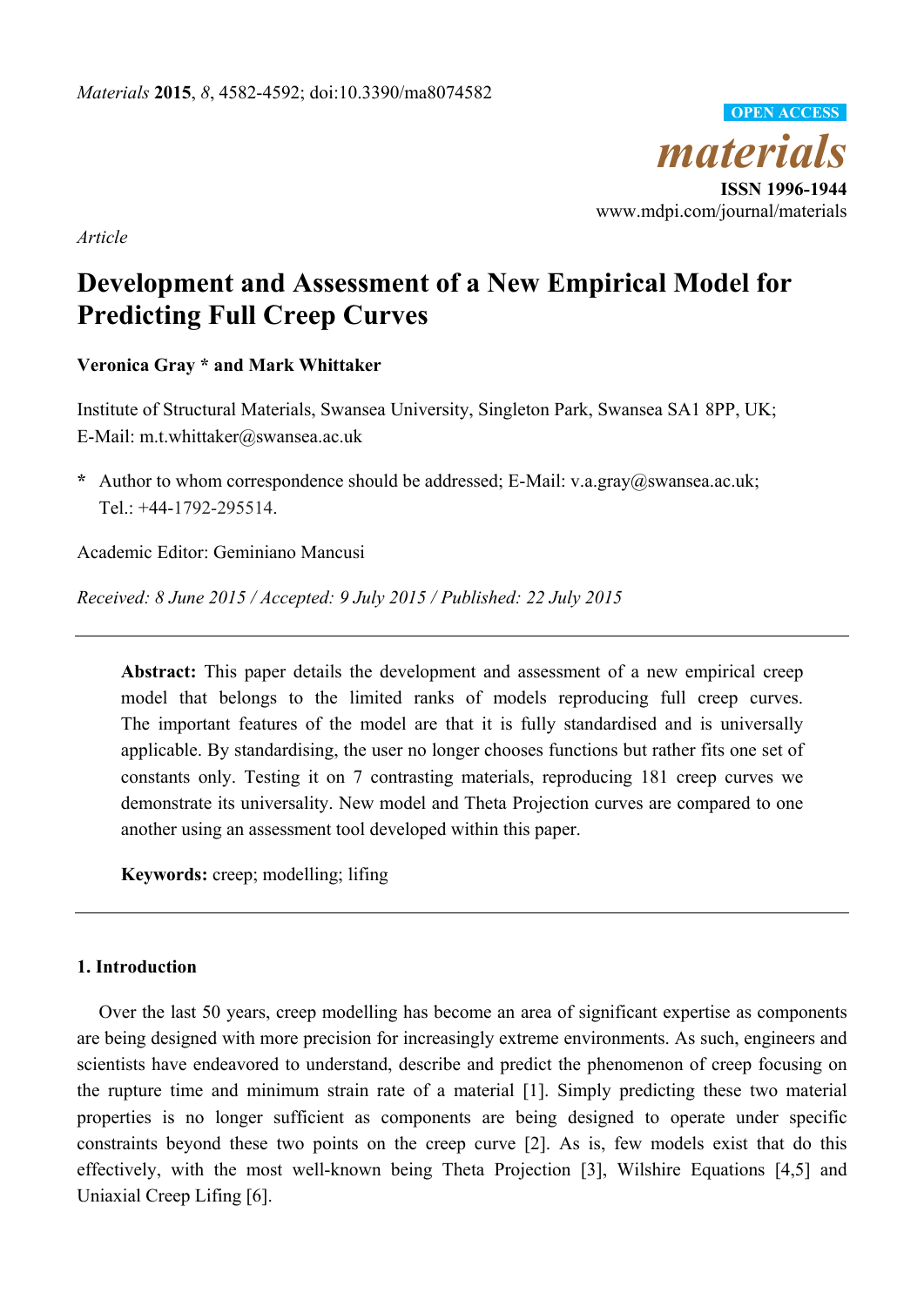Article

# Development and Assessment of a New Empirical Model for Predicting Full Creep Curves

**Veronica Gray * and Mark Whittaker**

Institute of Structural Materials, Swansea University, Singleton Park, Swansea SA1 8PP, UK; E-Mail: m.t.whittaker@swansea.ac.uk

**\*** Author to whom correspondence should be addressed; E-Mail: v.a.gray@swansea.ac.uk; Tel.: +44-1792-295514.

Academic Editor: Geminiano Mancusi

*Received: 8 June 2015 / Accepted: 9 July 2015 / Published: 22 July 2015*

---

**Abstract:** This paper details the development and assessment of a new empirical creep model that belongs to the limited ranks of models reproducing full creep curves. The important features of the model are that it is fully standardised and is universally applicable. By standardising, the user no longer chooses functions but rather fits one set of constants only. Testing it on 7 contrasting materials, reproducing 181 creep curves we demonstrate its universality. New model and Theta Projection curves are compared to one another using an assessment tool developed within this paper.

**Keywords:** creep; modelling; lifing

---

## 1. Introduction

Over the last 50 years, creep modelling has become an area of significant expertise as components are being designed with more precision for increasingly extreme environments. As such, engineers and scientists have endeavored to understand, describe and predict the phenomenon of creep focusing on the rupture time and minimum strain rate of a material [1]. Simply predicting these two material properties is no longer sufficient as components are being designed to operate under specific constraints beyond these two points on the creep curve [2]. As is, few models exist that do this effectively, with the most well-known being Theta Projection [3], Wilshire Equations [4,5] and Uniaxial Creep Lifing [6].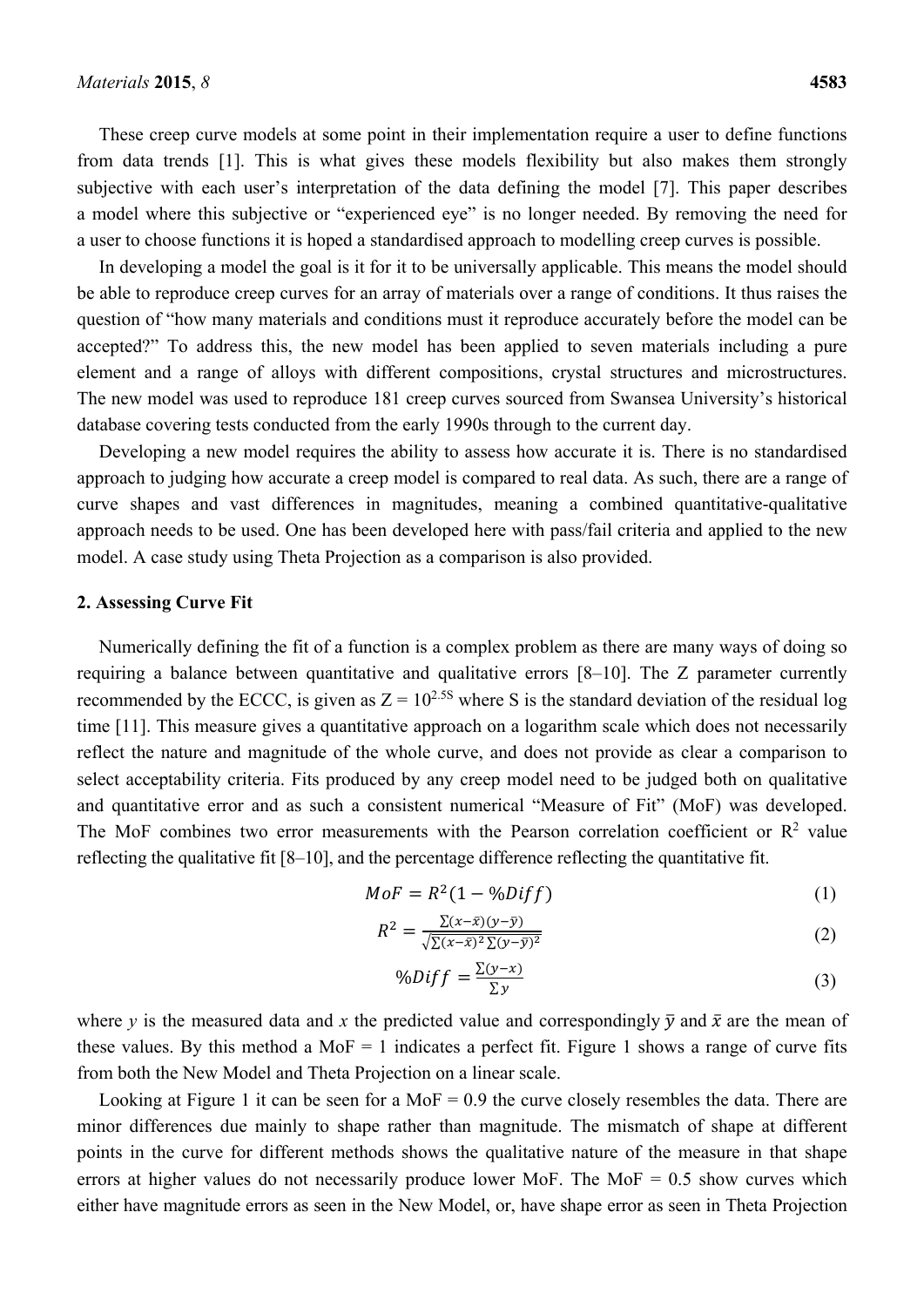These creep curve models at some point in their implementation require a user to define functions from data trends [1]. This is what gives these models flexibility but also makes them strongly subjective with each user's interpretation of the data defining the model [7]. This paper describes a model where this subjective or "experienced eye" is no longer needed. By removing the need for a user to choose functions it is hoped a standardised approach to modelling creep curves is possible.

In developing a model the goal is it for it to be universally applicable. This means the model should be able to reproduce creep curves for an array of materials over a range of conditions. It thus raises the question of "how many materials and conditions must it reproduce accurately before the model can be accepted?" To address this, the new model has been applied to seven materials including a pure element and a range of alloys with different compositions, crystal structures and microstructures. The new model was used to reproduce 181 creep curves sourced from Swansea University's historical database covering tests conducted from the early 1990s through to the current day.

Developing a new model requires the ability to assess how accurate it is. There is no standardised approach to judging how accurate a creep model is compared to real data. As such, there are a range of curve shapes and vast differences in magnitudes, meaning a combined quantitative-qualitative approach needs to be used. One has been developed here with pass/fail criteria and applied to the new model. A case study using Theta Projection as a comparison is also provided.

## 2. Assessing Curve Fit

Numerically defining the fit of a function is a complex problem as there are many ways of doing so requiring a balance between quantitative and qualitative errors [8–10]. The Z parameter currently recommended by the ECCC, is given as $Z = 10^{2.5S}$ where S is the standard deviation of the residual log time [11]. This measure gives a quantitative approach on a logarithm scale which does not necessarily reflect the nature and magnitude of the whole curve, and does not provide as clear a comparison to select acceptability criteria. Fits produced by any creep model need to be judged both on qualitative and quantitative error and as such a consistent numerical "Measure of Fit" (MoF) was developed. The MoF combines two error measurements with the Pearson correlation coefficient or $R^2$ value reflecting the qualitative fit [8–10], and the percentage difference reflecting the quantitative fit.

$$MoF = R^2(1 - \%Diff) \tag{1}$$

$$R^2 = \frac{\sum(x-\bar{x})(y-\bar{y})}{\sqrt{\sum(x-\bar{x})^2 \sum(y-\bar{y})^2}} \tag{2}$$

$$\%Diff = \frac{\sum(y-x)}{\sum y} \tag{3}$$

where $y$ is the measured data and $x$ the predicted value and correspondingly $\bar{y}$ and $\bar{x}$ are the mean of these values. By this method a MoF = 1 indicates a perfect fit. Figure 1 shows a range of curve fits from both the New Model and Theta Projection on a linear scale.

Looking at Figure 1 it can be seen for a MoF = 0.9 the curve closely resembles the data. There are minor differences due mainly to shape rather than magnitude. The mismatch of shape at different points in the curve for different methods shows the qualitative nature of the measure in that shape errors at higher values do not necessarily produce lower MoF. The MoF = 0.5 show curves which either have magnitude errors as seen in the New Model, or, have shape error as seen in Theta Projection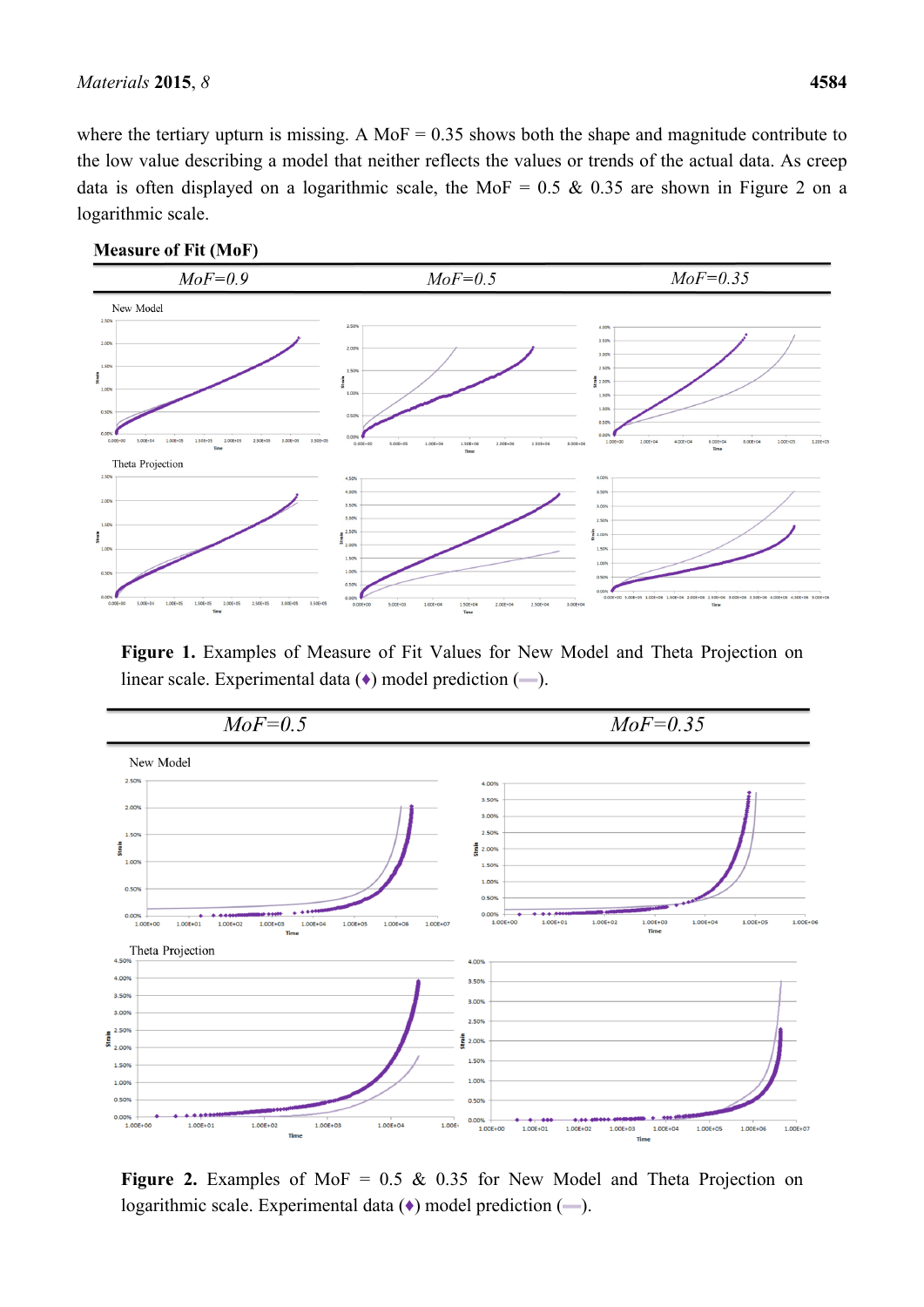where the tertiary upturn is missing. A MoF = 0.35 shows both the shape and magnitude contribute to the low value describing a model that neither reflects the values or trends of the actual data. As creep data is often displayed on a logarithmic scale, the MoF = 0.5 & 0.35 are shown in Figure 2 on a logarithmic scale.

**Figure 1.** Examples of Measure of Fit Values for New Model and Theta Projection on linear scale. Experimental data (♦) model prediction (—).

**Figure 2.** Examples of MoF = 0.5 & 0.35 for New Model and Theta Projection on logarithmic scale. Experimental data (♦) model prediction (—).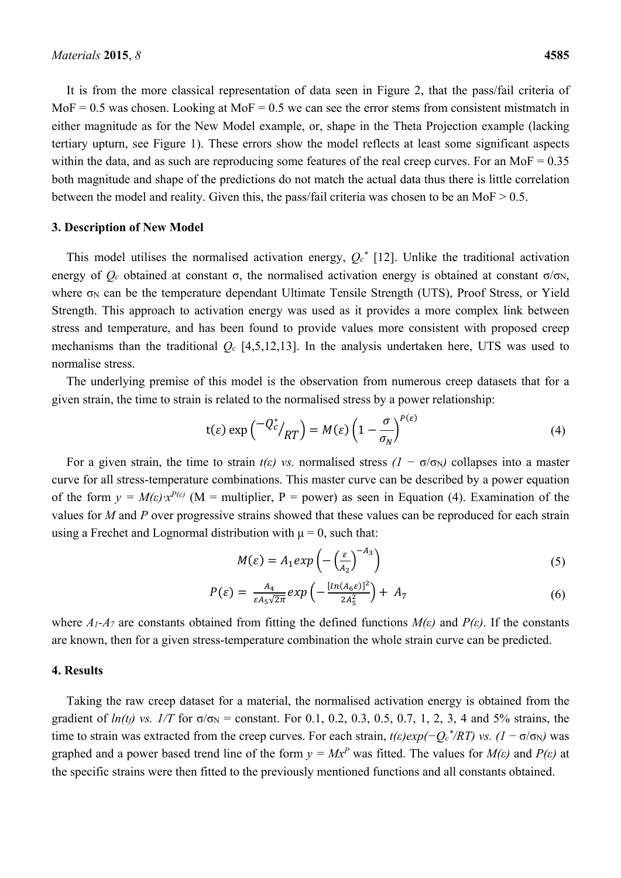It is from the more classical representation of data seen in Figure 2, that the pass/fail criteria of MoF = 0.5 was chosen. Looking at MoF = 0.5 we can see the error stems from consistent mistmatch in either magnitude as for the New Model example, or, shape in the Theta Projection example (lacking tertiary upturn, see Figure 1). These errors show the model reflects at least some significant aspects within the data, and as such are reproducing some features of the real creep curves. For an MoF = 0.35 both magnitude and shape of the predictions do not match the actual data thus there is little correlation between the model and reality. Given this, the pass/fail criteria was chosen to be an MoF > 0.5.

## 3. Description of New Model

This model utilises the normalised activation energy, $Q_c^*$ [12]. Unlike the traditional activation energy of $Q_c$ obtained at constant σ, the normalised activation energy is obtained at constant $\sigma/\sigma_N$, where $\sigma_N$ can be the temperature dependant Ultimate Tensile Strength (UTS), Proof Stress, or Yield Strength. This approach to activation energy was used as it provides a more complex link between stress and temperature, and has been found to provide values more consistent with proposed creep mechanisms than the traditional $Q_c$ [4,5,12,13]. In the analysis undertaken here, UTS was used to normalise stress.

The underlying premise of this model is the observation from numerous creep datasets that for a given strain, the time to strain is related to the normalised stress by a power relationship:

$$\mathrm{t}(\varepsilon)\exp\left(-Q_c^*/_{RT}\right) = M(\varepsilon)\left(1-\frac{\sigma}{\sigma_N}\right)^{P(\varepsilon)} \tag{4}$$

For a given strain, the time to strain $t(\varepsilon)$ *vs.* normalised stress $(1 - \sigma/\sigma_N)$ collapses into a master curve for all stress-temperature combinations. This master curve can be described by a power equation of the form $y = M(\varepsilon)\cdot x^{P(\varepsilon)}$ (M = multiplier, P = power) as seen in Equation (4). Examination of the values for $M$ and $P$ over progressive strains showed that these values can be reproduced for each strain using a Frechet and Lognormal distribution with μ = 0, such that:

$$M(\varepsilon) = A_1 exp\left(-\left(\frac{\varepsilon}{A_2}\right)^{-A_3}\right) \tag{5}$$

$$P(\varepsilon) = \frac{A_4}{\varepsilon A_5\sqrt{2\pi}} exp\left(-\frac{[ln(A_6\varepsilon)]^2}{2A_5^2}\right) + A_7 \tag{6}$$

where $A_1$-$A_7$ are constants obtained from fitting the defined functions $M(\varepsilon)$ and $P(\varepsilon)$. If the constants are known, then for a given stress-temperature combination the whole strain curve can be predicted.

## 4. Results

Taking the raw creep dataset for a material, the normalised activation energy is obtained from the gradient of $ln(t_f)$ *vs.* $1/T$ for $\sigma/\sigma_N$ = constant. For 0.1, 0.2, 0.3, 0.5, 0.7, 1, 2, 3, 4 and 5% strains, the time to strain was extracted from the creep curves. For each strain, $t(\varepsilon)exp(-Q_c^*/RT)$ *vs.* $(1 - \sigma/\sigma_N)$ was graphed and a power based trend line of the form $y = Mx^P$ was fitted. The values for $M(\varepsilon)$ and $P(\varepsilon)$ at the specific strains were then fitted to the previously mentioned functions and all constants obtained.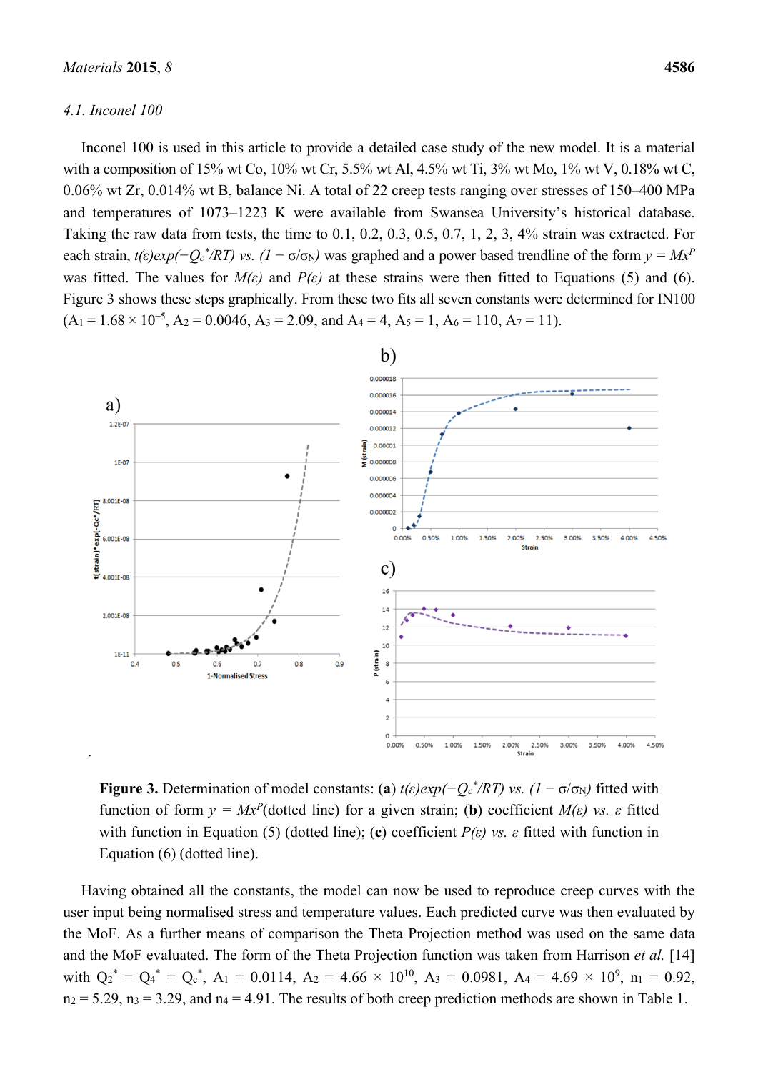### 4.1. Inconel 100

Inconel 100 is used in this article to provide a detailed case study of the new model. It is a material with a composition of 15% wt Co, 10% wt Cr, 5.5% wt Al, 4.5% wt Ti, 3% wt Mo, 1% wt V, 0.18% wt C, 0.06% wt Zr, 0.014% wt B, balance Ni. A total of 22 creep tests ranging over stresses of 150–400 MPa and temperatures of 1073–1223 K were available from Swansea University's historical database. Taking the raw data from tests, the time to 0.1, 0.2, 0.3, 0.5, 0.7, 1, 2, 3, 4% strain was extracted. For each strain, $t(\varepsilon)exp(-Q_c^*/RT)$ *vs.* $(1-\sigma/\sigma_N)$ was graphed and a power based trendline of the form $y = Mx^P$ was fitted. The values for $M(\varepsilon)$ and $P(\varepsilon)$ at these strains were then fitted to Equations (5) and (6). Figure 3 shows these steps graphically. From these two fits all seven constants were determined for IN100 ($A_1 = 1.68 \times 10^{-5}$, $A_2 = 0.0046$, $A_3 = 2.09$, and $A_4 = 4$, $A_5 = 1$, $A_6 = 110$, $A_7 = 11$).

**Figure 3.** Determination of model constants: (**a**) $t(\varepsilon)exp(-Q_c^*/RT)$ *vs.* $(1-\sigma/\sigma_N)$ fitted with function of form $y = Mx^P$(dotted line) for a given strain; (**b**) coefficient $M(\varepsilon)$ *vs.* $\varepsilon$ fitted with function in Equation (5) (dotted line); (**c**) coefficient $P(\varepsilon)$ *vs.* $\varepsilon$ fitted with function in Equation (6) (dotted line).

Having obtained all the constants, the model can now be used to reproduce creep curves with the user input being normalised stress and temperature values. Each predicted curve was then evaluated by the MoF. As a further means of comparison the Theta Projection method was used on the same data and the MoF evaluated. The form of the Theta Projection function was taken from Harrison *et al.* [14] with $Q_2^* = Q_4^* = Q_c^*$, $A_1 = 0.0114$, $A_2 = 4.66 \times 10^{10}$, $A_3 = 0.0981$, $A_4 = 4.69 \times 10^9$, $n_1 = 0.92$, $n_2 = 5.29$, $n_3 = 3.29$, and $n_4 = 4.91$. The results of both creep prediction methods are shown in Table 1.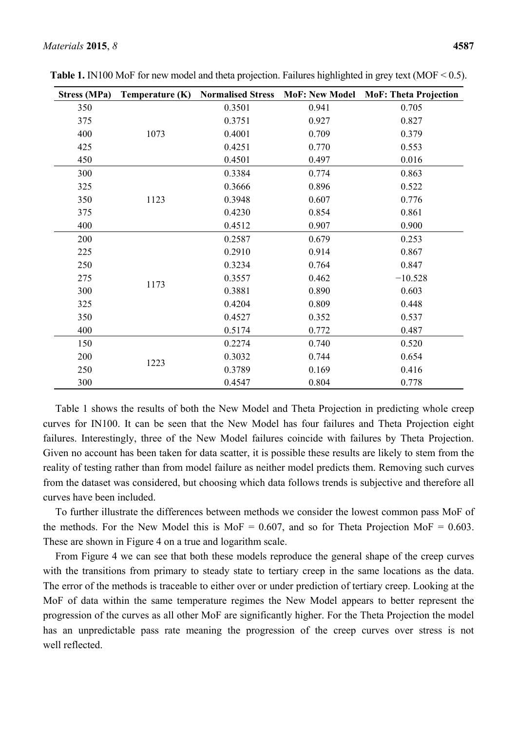**Table 1.** IN100 MoF for new model and theta projection. Failures highlighted in grey text (MOF < 0.5).

| Stress (MPa) | Temperature (K) | Normalised Stress | MoF: New Model | MoF: Theta Projection |
|---|---|---|---|---|
| 350 | 1073 | 0.3501 | 0.941 | 0.705 |
| 375 | | 0.3751 | 0.927 | 0.827 |
| 400 | | 0.4001 | 0.709 | 0.379 |
| 425 | | 0.4251 | 0.770 | 0.553 |
| 450 | | 0.4501 | 0.497 | 0.016 |
| 300 | 1123 | 0.3384 | 0.774 | 0.863 |
| 325 | | 0.3666 | 0.896 | 0.522 |
| 350 | | 0.3948 | 0.607 | 0.776 |
| 375 | | 0.4230 | 0.854 | 0.861 |
| 400 | | 0.4512 | 0.907 | 0.900 |
| 200 | 1173 | 0.2587 | 0.679 | 0.253 |
| 225 | | 0.2910 | 0.914 | 0.867 |
| 250 | | 0.3234 | 0.764 | 0.847 |
| 275 | | 0.3557 | 0.462 | −10.528 |
| 300 | | 0.3881 | 0.890 | 0.603 |
| 325 | | 0.4204 | 0.809 | 0.448 |
| 350 | | 0.4527 | 0.352 | 0.537 |
| 400 | | 0.5174 | 0.772 | 0.487 |
| 150 | 1223 | 0.2274 | 0.740 | 0.520 |
| 200 | | 0.3032 | 0.744 | 0.654 |
| 250 | | 0.3789 | 0.169 | 0.416 |
| 300 | | 0.4547 | 0.804 | 0.778 |

Table 1 shows the results of both the New Model and Theta Projection in predicting whole creep curves for IN100. It can be seen that the New Model has four failures and Theta Projection eight failures. Interestingly, three of the New Model failures coincide with failures by Theta Projection. Given no account has been taken for data scatter, it is possible these results are likely to stem from the reality of testing rather than from model failure as neither model predicts them. Removing such curves from the dataset was considered, but choosing which data follows trends is subjective and therefore all curves have been included.

To further illustrate the differences between methods we consider the lowest common pass MoF of the methods. For the New Model this is MoF = 0.607, and so for Theta Projection MoF = 0.603. These are shown in Figure 4 on a true and logarithm scale.

From Figure 4 we can see that both these models reproduce the general shape of the creep curves with the transitions from primary to steady state to tertiary creep in the same locations as the data. The error of the methods is traceable to either over or under prediction of tertiary creep. Looking at the MoF of data within the same temperature regimes the New Model appears to better represent the progression of the curves as all other MoF are significantly higher. For the Theta Projection the model has an unpredictable pass rate meaning the progression of the creep curves over stress is not well reflected.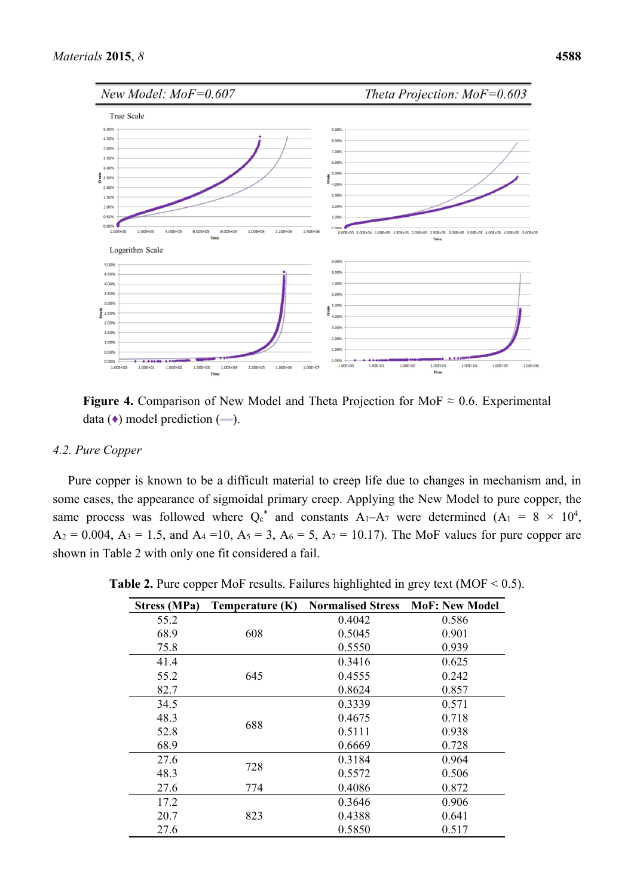| New Model: MoF=0.607 | Theta Projection: MoF=0.603 |
|---|---|

**Figure 4.** Comparison of New Model and Theta Projection for MoF ≈ 0.6. Experimental data (♦) model prediction (—).

### 4.2. Pure Copper

Pure copper is known to be a difficult material to creep life due to changes in mechanism and, in some cases, the appearance of sigmoidal primary creep. Applying the New Model to pure copper, the same process was followed where $Q_c^*$ and constants $A_1$–$A_7$ were determined ($A_1 = 8 \times 10^4$, $A_2 = 0.004$, $A_3 = 1.5$, and $A_4 = 10$, $A_5 = 3$, $A_6 = 5$, $A_7 = 10.17$). The MoF values for pure copper are shown in Table 2 with only one fit considered a fail.

**Table 2.** Pure copper MoF results. Failures highlighted in grey text (MOF < 0.5).

| Stress (MPa) | Temperature (K) | Normalised Stress | MoF: New Model |
|---|---|---|---|
| 55.2 | 608 | 0.4042 | 0.586 |
| 68.9 | | 0.5045 | 0.901 |
| 75.8 | | 0.5550 | 0.939 |
| 41.4 | 645 | 0.3416 | 0.625 |
| 55.2 | | 0.4555 | 0.242 |
| 82.7 | | 0.8624 | 0.857 |
| 34.5 | 688 | 0.3339 | 0.571 |
| 48.3 | | 0.4675 | 0.718 |
| 52.8 | | 0.5111 | 0.938 |
| 68.9 | | 0.6669 | 0.728 |
| 27.6 | 728 | 0.3184 | 0.964 |
| 48.3 | | 0.5572 | 0.506 |
| 27.6 | 774 | 0.4086 | 0.872 |
| 17.2 | 823 | 0.3646 | 0.906 |
| 20.7 | | 0.4388 | 0.641 |
| 27.6 | | 0.5850 | 0.517 |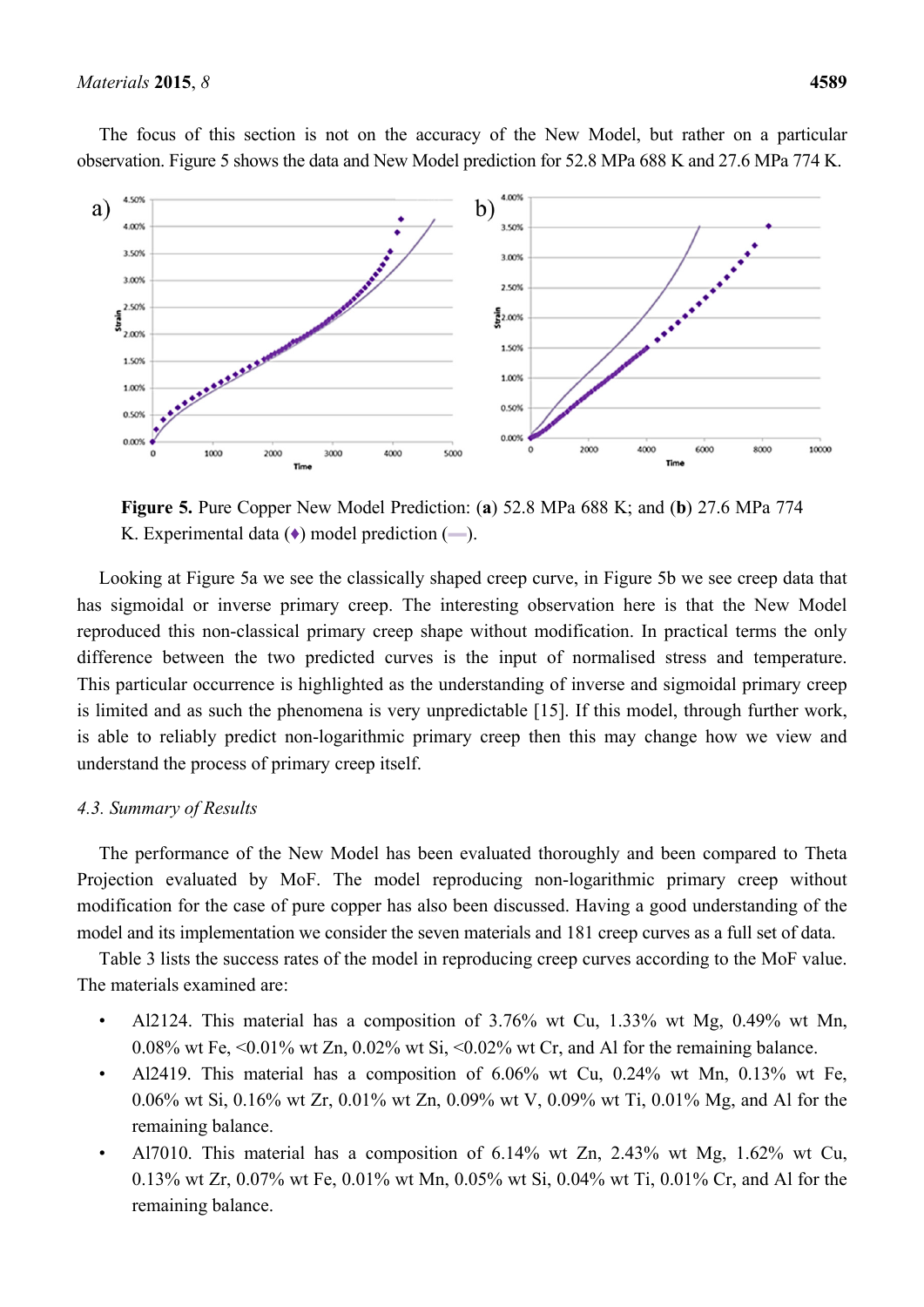The focus of this section is not on the accuracy of the New Model, but rather on a particular observation. Figure 5 shows the data and New Model prediction for 52.8 MPa 688 K and 27.6 MPa 774 K.

**Figure 5.** Pure Copper New Model Prediction: (**a**) 52.8 MPa 688 K; and (**b**) 27.6 MPa 774 K. Experimental data (♦) model prediction (—).

Looking at Figure 5a we see the classically shaped creep curve, in Figure 5b we see creep data that has sigmoidal or inverse primary creep. The interesting observation here is that the New Model reproduced this non-classical primary creep shape without modification. In practical terms the only difference between the two predicted curves is the input of normalised stress and temperature. This particular occurrence is highlighted as the understanding of inverse and sigmoidal primary creep is limited and as such the phenomena is very unpredictable [15]. If this model, through further work, is able to reliably predict non-logarithmic primary creep then this may change how we view and understand the process of primary creep itself.

### *4.3. Summary of Results*

The performance of the New Model has been evaluated thoroughly and been compared to Theta Projection evaluated by MoF. The model reproducing non-logarithmic primary creep without modification for the case of pure copper has also been discussed. Having a good understanding of the model and its implementation we consider the seven materials and 181 creep curves as a full set of data.

Table 3 lists the success rates of the model in reproducing creep curves according to the MoF value. The materials examined are:

- Al2124. This material has a composition of 3.76% wt Cu, 1.33% wt Mg, 0.49% wt Mn, 0.08% wt Fe, <0.01% wt Zn, 0.02% wt Si, <0.02% wt Cr, and Al for the remaining balance.
- Al2419. This material has a composition of 6.06% wt Cu, 0.24% wt Mn, 0.13% wt Fe, 0.06% wt Si, 0.16% wt Zr, 0.01% wt Zn, 0.09% wt V, 0.09% wt Ti, 0.01% Mg, and Al for the remaining balance.
- Al7010. This material has a composition of 6.14% wt Zn, 2.43% wt Mg, 1.62% wt Cu, 0.13% wt Zr, 0.07% wt Fe, 0.01% wt Mn, 0.05% wt Si, 0.04% wt Ti, 0.01% Cr, and Al for the remaining balance.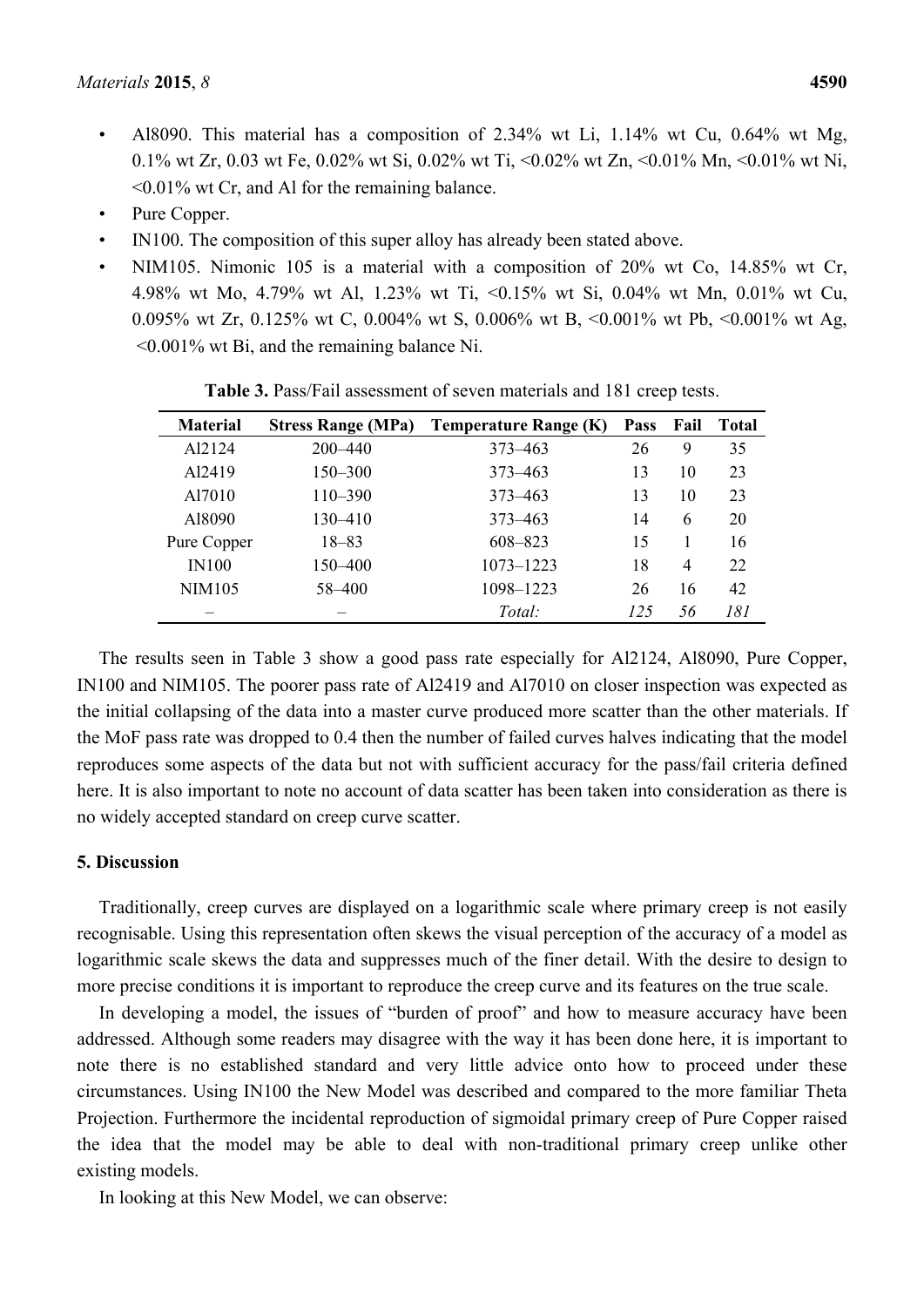- Al8090. This material has a composition of 2.34% wt Li, 1.14% wt Cu, 0.64% wt Mg, 0.1% wt Zr, 0.03 wt Fe, 0.02% wt Si, 0.02% wt Ti, <0.02% wt Zn, <0.01% Mn, <0.01% wt Ni, <0.01% wt Cr, and Al for the remaining balance.
- Pure Copper.
- IN100. The composition of this super alloy has already been stated above.
- NIM105. Nimonic 105 is a material with a composition of 20% wt Co, 14.85% wt Cr, 4.98% wt Mo, 4.79% wt Al, 1.23% wt Ti, <0.15% wt Si, 0.04% wt Mn, 0.01% wt Cu, 0.095% wt Zr, 0.125% wt C, 0.004% wt S, 0.006% wt B, <0.001% wt Pb, <0.001% wt Ag, <0.001% wt Bi, and the remaining balance Ni.

**Table 3.** Pass/Fail assessment of seven materials and 181 creep tests.

| Material | Stress Range (MPa) | Temperature Range (K) | Pass | Fail | Total |
|---|---|---|---|---|---|
| Al2124 | 200–440 | 373–463 | 26 | 9 | 35 |
| Al2419 | 150–300 | 373–463 | 13 | 10 | 23 |
| Al7010 | 110–390 | 373–463 | 13 | 10 | 23 |
| Al8090 | 130–410 | 373–463 | 14 | 6 | 20 |
| Pure Copper | 18–83 | 608–823 | 15 | 1 | 16 |
| IN100 | 150–400 | 1073–1223 | 18 | 4 | 22 |
| NIM105 | 58–400 | 1098–1223 | 26 | 16 | 42 |
| – | – | *Total:* | *125* | *56* | *181* |

The results seen in Table 3 show a good pass rate especially for Al2124, Al8090, Pure Copper, IN100 and NIM105. The poorer pass rate of Al2419 and Al7010 on closer inspection was expected as the initial collapsing of the data into a master curve produced more scatter than the other materials. If the MoF pass rate was dropped to 0.4 then the number of failed curves halves indicating that the model reproduces some aspects of the data but not with sufficient accuracy for the pass/fail criteria defined here. It is also important to note no account of data scatter has been taken into consideration as there is no widely accepted standard on creep curve scatter.

## 5. Discussion

Traditionally, creep curves are displayed on a logarithmic scale where primary creep is not easily recognisable. Using this representation often skews the visual perception of the accuracy of a model as logarithmic scale skews the data and suppresses much of the finer detail. With the desire to design to more precise conditions it is important to reproduce the creep curve and its features on the true scale.

In developing a model, the issues of "burden of proof" and how to measure accuracy have been addressed. Although some readers may disagree with the way it has been done here, it is important to note there is no established standard and very little advice onto how to proceed under these circumstances. Using IN100 the New Model was described and compared to the more familiar Theta Projection. Furthermore the incidental reproduction of sigmoidal primary creep of Pure Copper raised the idea that the model may be able to deal with non-traditional primary creep unlike other existing models.

In looking at this New Model, we can observe: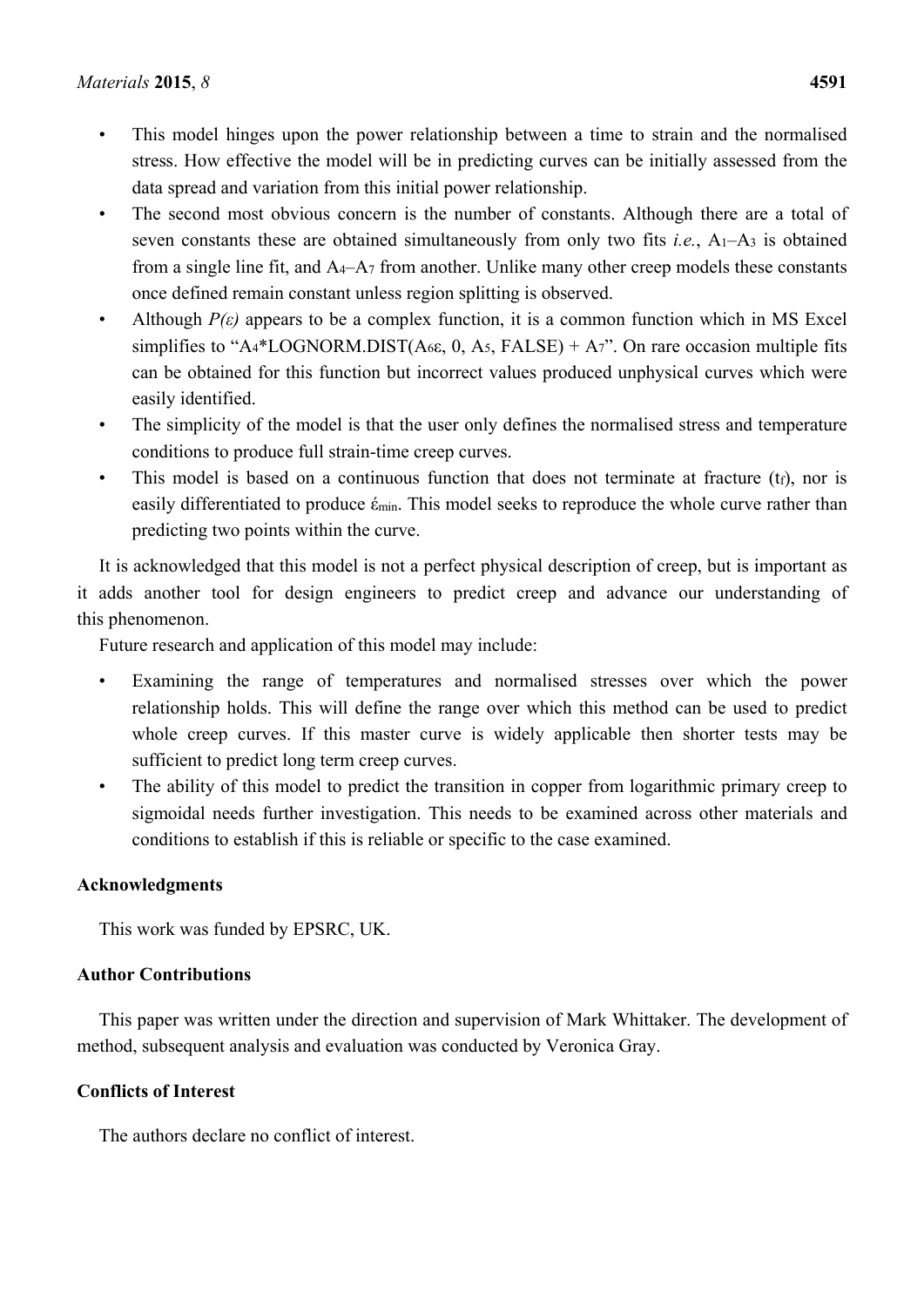- This model hinges upon the power relationship between a time to strain and the normalised stress. How effective the model will be in predicting curves can be initially assessed from the data spread and variation from this initial power relationship.
- The second most obvious concern is the number of constants. Although there are a total of seven constants these are obtained simultaneously from only two fits *i.e.*, $A_1$–$A_3$ is obtained from a single line fit, and $A_4$–$A_7$ from another. Unlike many other creep models these constants once defined remain constant unless region splitting is observed.
- Although $P(\varepsilon)$ appears to be a complex function, it is a common function which in MS Excel simplifies to "A4*LOGNORM.DIST(A6ε, 0, A5, FALSE) + A7". On rare occasion multiple fits can be obtained for this function but incorrect values produced unphysical curves which were easily identified.
- The simplicity of the model is that the user only defines the normalised stress and temperature conditions to produce full strain-time creep curves.
- This model is based on a continuous function that does not terminate at fracture ($t_f$), nor is easily differentiated to produce $\dot{\varepsilon}_{min}$. This model seeks to reproduce the whole curve rather than predicting two points within the curve.

It is acknowledged that this model is not a perfect physical description of creep, but is important as it adds another tool for design engineers to predict creep and advance our understanding of this phenomenon.

Future research and application of this model may include:

- Examining the range of temperatures and normalised stresses over which the power relationship holds. This will define the range over which this method can be used to predict whole creep curves. If this master curve is widely applicable then shorter tests may be sufficient to predict long term creep curves.
- The ability of this model to predict the transition in copper from logarithmic primary creep to sigmoidal needs further investigation. This needs to be examined across other materials and conditions to establish if this is reliable or specific to the case examined.

## Acknowledgments

This work was funded by EPSRC, UK.

## Author Contributions

This paper was written under the direction and supervision of Mark Whittaker. The development of method, subsequent analysis and evaluation was conducted by Veronica Gray.

## Conflicts of Interest

The authors declare no conflict of interest.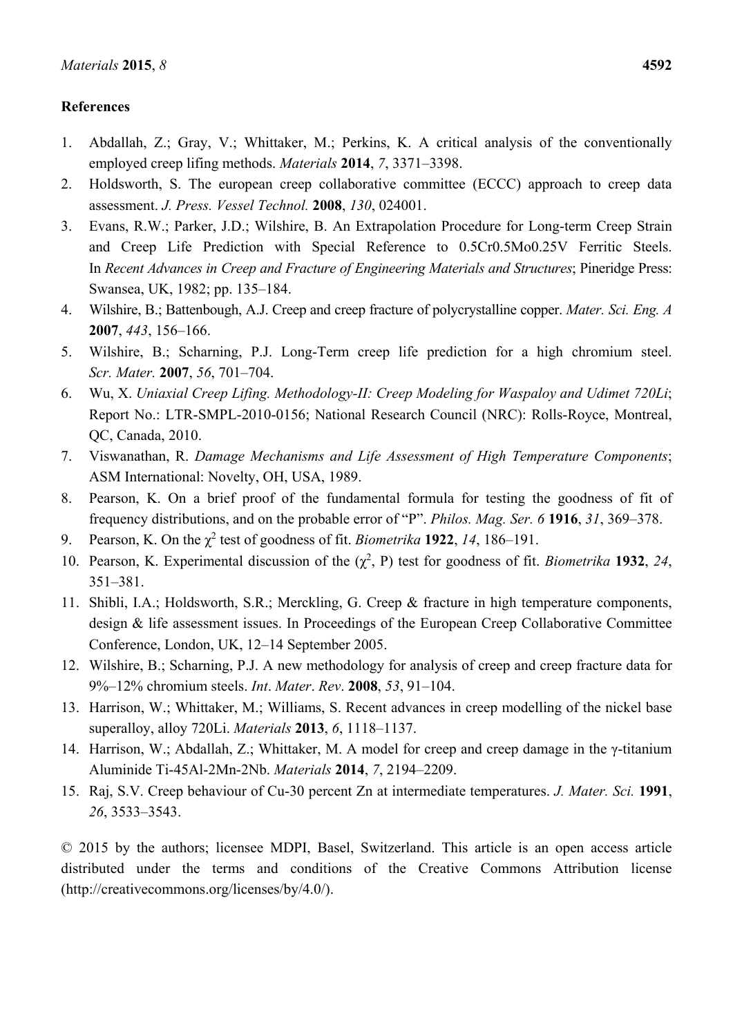## References

1. Abdallah, Z.; Gray, V.; Whittaker, M.; Perkins, K. A critical analysis of the conventionally employed creep lifing methods. *Materials* **2014**, *7*, 3371–3398.
2. Holdsworth, S. The european creep collaborative committee (ECCC) approach to creep data assessment. *J. Press. Vessel Technol.* **2008**, *130*, 024001.
3. Evans, R.W.; Parker, J.D.; Wilshire, B. An Extrapolation Procedure for Long-term Creep Strain and Creep Life Prediction with Special Reference to 0.5Cr0.5Mo0.25V Ferritic Steels. In *Recent Advances in Creep and Fracture of Engineering Materials and Structures*; Pineridge Press: Swansea, UK, 1982; pp. 135–184.
4. Wilshire, B.; Battenbough, A.J. Creep and creep fracture of polycrystalline copper. *Mater. Sci. Eng. A* **2007**, *443*, 156–166.
5. Wilshire, B.; Scharning, P.J. Long-Term creep life prediction for a high chromium steel. *Scr. Mater.* **2007**, *56*, 701–704.
6. Wu, X. *Uniaxial Creep Lifing. Methodology-II: Creep Modeling for Waspaloy and Udimet 720Li*; Report No.: LTR-SMPL-2010-0156; National Research Council (NRC): Rolls-Royce, Montreal, QC, Canada, 2010.
7. Viswanathan, R. *Damage Mechanisms and Life Assessment of High Temperature Components*; ASM International: Novelty, OH, USA, 1989.
8. Pearson, K. On a brief proof of the fundamental formula for testing the goodness of fit of frequency distributions, and on the probable error of "P". *Philos. Mag. Ser. 6* **1916**, *31*, 369–378.
9. Pearson, K. On the $\chi^2$ test of goodness of fit. *Biometrika* **1922**, *14*, 186–191.
10. Pearson, K. Experimental discussion of the ($\chi^2$, P) test for goodness of fit. *Biometrika* **1932**, *24*, 351–381.
11. Shibli, I.A.; Holdsworth, S.R.; Merckling, G. Creep & fracture in high temperature components, design & life assessment issues. In Proceedings of the European Creep Collaborative Committee Conference, London, UK, 12–14 September 2005.
12. Wilshire, B.; Scharning, P.J. A new methodology for analysis of creep and creep fracture data for 9%–12% chromium steels. *Int*. *Mater*. *Rev*. **2008**, *53*, 91–104.
13. Harrison, W.; Whittaker, M.; Williams, S. Recent advances in creep modelling of the nickel base superalloy, alloy 720Li. *Materials* **2013**, *6*, 1118–1137.
14. Harrison, W.; Abdallah, Z.; Whittaker, M. A model for creep and creep damage in the γ-titanium Aluminide Ti-45Al-2Mn-2Nb. *Materials* **2014**, *7*, 2194–2209.
15. Raj, S.V. Creep behaviour of Cu-30 percent Zn at intermediate temperatures. *J. Mater. Sci.* **1991**, *26*, 3533–3543.

© 2015 by the authors; licensee MDPI, Basel, Switzerland. This article is an open access article distributed under the terms and conditions of the Creative Commons Attribution license (http://creativecommons.org/licenses/by/4.0/).